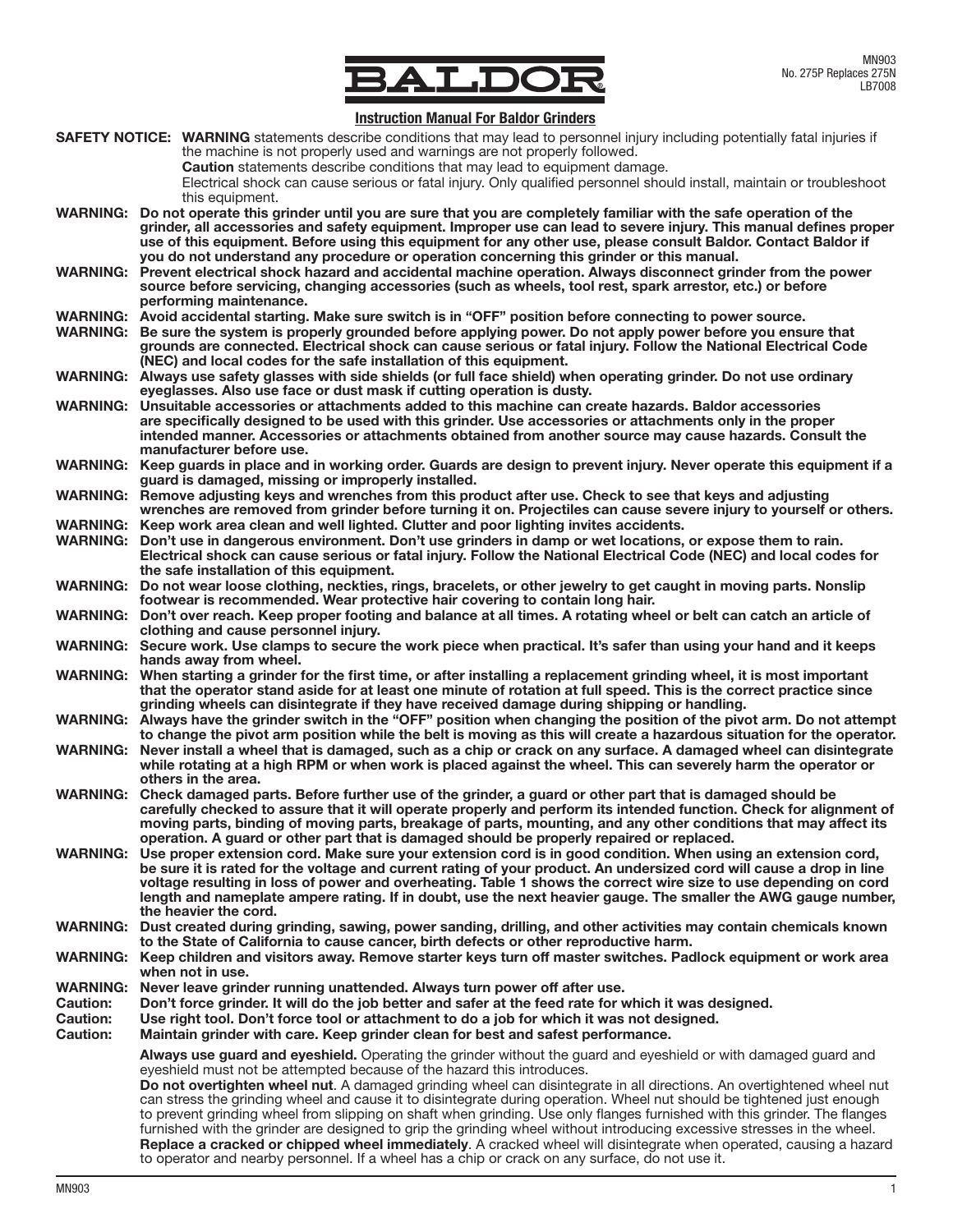MN903
No. 275P Replaces 275N
LB7008

# BALDOR

## Instruction Manual For Baldor Grinders

**SAFETY NOTICE:** **WARNING** statements describe conditions that may lead to personnel injury including potentially fatal injuries if the machine is not properly used and warnings are not properly followed.
**Caution** statements describe conditions that may lead to equipment damage.
Electrical shock can cause serious or fatal injury. Only qualified personnel should install, maintain or troubleshoot this equipment.

**WARNING: Do not operate this grinder until you are sure that you are completely familiar with the safe operation of the grinder, all accessories and safety equipment. Improper use can lead to severe injury. This manual defines proper use of this equipment. Before using this equipment for any other use, please consult Baldor. Contact Baldor if you do not understand any procedure or operation concerning this grinder or this manual.**

**WARNING: Prevent electrical shock hazard and accidental machine operation. Always disconnect grinder from the power source before servicing, changing accessories (such as wheels, tool rest, spark arrestor, etc.) or before performing maintenance.**

**WARNING: Avoid accidental starting. Make sure switch is in "OFF" position before connecting to power source.**

**WARNING: Be sure the system is properly grounded before applying power. Do not apply power before you ensure that grounds are connected. Electrical shock can cause serious or fatal injury. Follow the National Electrical Code (NEC) and local codes for the safe installation of this equipment.**

**WARNING: Always use safety glasses with side shields (or full face shield) when operating grinder. Do not use ordinary eyeglasses. Also use face or dust mask if cutting operation is dusty.**

**WARNING: Unsuitable accessories or attachments added to this machine can create hazards. Baldor accessories are specifically designed to be used with this grinder. Use accessories or attachments only in the proper intended manner. Accessories or attachments obtained from another source may cause hazards. Consult the manufacturer before use.**

**WARNING: Keep guards in place and in working order. Guards are design to prevent injury. Never operate this equipment if a guard is damaged, missing or improperly installed.**

**WARNING: Remove adjusting keys and wrenches from this product after use. Check to see that keys and adjusting wrenches are removed from grinder before turning it on. Projectiles can cause severe injury to yourself or others.**

**WARNING: Keep work area clean and well lighted. Clutter and poor lighting invites accidents.**

**WARNING: Don't use in dangerous environment. Don't use grinders in damp or wet locations, or expose them to rain. Electrical shock can cause serious or fatal injury. Follow the National Electrical Code (NEC) and local codes for the safe installation of this equipment.**

**WARNING: Do not wear loose clothing, neckties, rings, bracelets, or other jewelry to get caught in moving parts. Nonslip footwear is recommended. Wear protective hair covering to contain long hair.**

**WARNING: Don't over reach. Keep proper footing and balance at all times. A rotating wheel or belt can catch an article of clothing and cause personnel injury.**

**WARNING: Secure work. Use clamps to secure the work piece when practical. It's safer than using your hand and it keeps hands away from wheel.**

**WARNING: When starting a grinder for the first time, or after installing a replacement grinding wheel, it is most important that the operator stand aside for at least one minute of rotation at full speed. This is the correct practice since grinding wheels can disintegrate if they have received damage during shipping or handling.**

**WARNING: Always have the grinder switch in the "OFF" position when changing the position of the pivot arm. Do not attempt to change the pivot arm position while the belt is moving as this will create a hazardous situation for the operator.**

**WARNING: Never install a wheel that is damaged, such as a chip or crack on any surface. A damaged wheel can disintegrate while rotating at a high RPM or when work is placed against the wheel. This can severely harm the operator or others in the area.**

**WARNING: Check damaged parts. Before further use of the grinder, a guard or other part that is damaged should be carefully checked to assure that it will operate properly and perform its intended function. Check for alignment of moving parts, binding of moving parts, breakage of parts, mounting, and any other conditions that may affect its operation. A guard or other part that is damaged should be properly repaired or replaced.**

**WARNING: Use proper extension cord. Make sure your extension cord is in good condition. When using an extension cord, be sure it is rated for the voltage and current rating of your product. An undersized cord will cause a drop in line voltage resulting in loss of power and overheating. Table 1 shows the correct wire size to use depending on cord length and nameplate ampere rating. If in doubt, use the next heavier gauge. The smaller the AWG gauge number, the heavier the cord.**

**WARNING: Dust created during grinding, sawing, power sanding, drilling, and other activities may contain chemicals known to the State of California to cause cancer, birth defects or other reproductive harm.**

**WARNING: Keep children and visitors away. Remove starter keys turn off master switches. Padlock equipment or work area when not in use.**

**WARNING: Never leave grinder running unattended. Always turn power off after use.**

**Caution: Don't force grinder. It will do the job better and safer at the feed rate for which it was designed.**

**Caution: Use right tool. Don't force tool or attachment to do a job for which it was not designed.**

**Caution: Maintain grinder with care. Keep grinder clean for best and safest performance.**

**Always use guard and eyeshield.** Operating the grinder without the guard and eyeshield or with damaged guard and eyeshield must not be attempted because of the hazard this introduces.

**Do not overtighten wheel nut**. A damaged grinding wheel can disintegrate in all directions. An overtightened wheel nut can stress the grinding wheel and cause it to disintegrate during operation. Wheel nut should be tightened just enough to prevent grinding wheel from slipping on shaft when grinding. Use only flanges furnished with this grinder. The flanges furnished with the grinder are designed to grip the grinding wheel without introducing excessive stresses in the wheel.

**Replace a cracked or chipped wheel immediately**. A cracked wheel will disintegrate when operated, causing a hazard to operator and nearby personnel. If a wheel has a chip or crack on any surface, do not use it.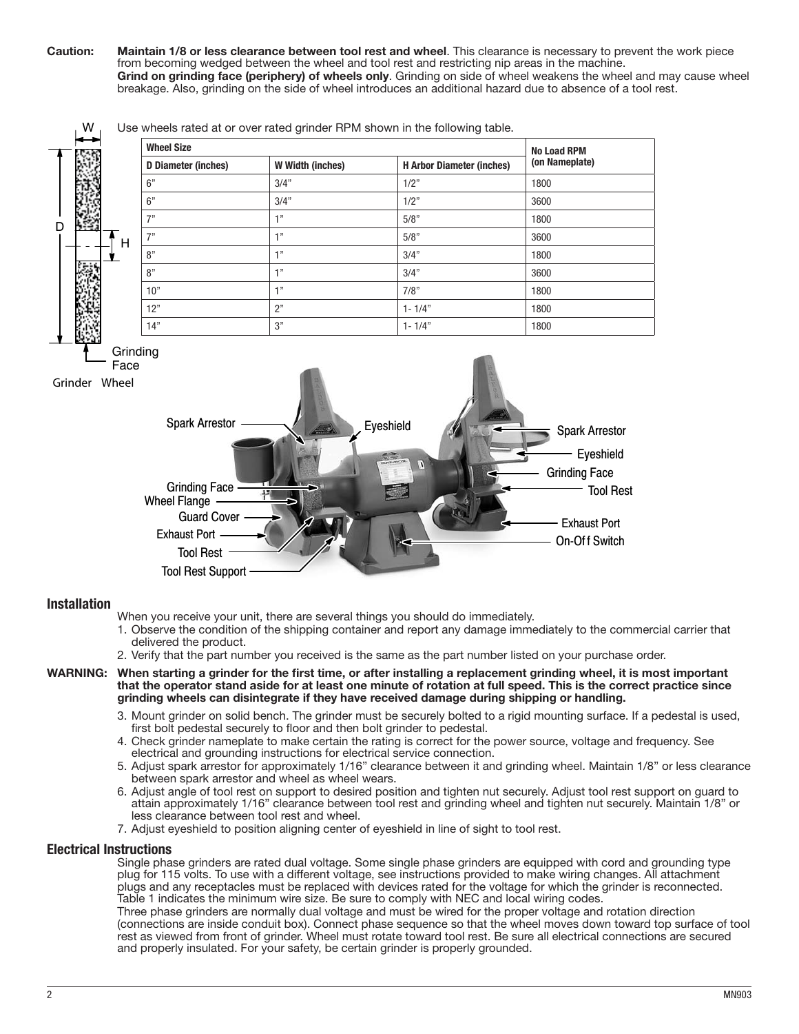**Caution:** **Maintain 1/8 or less clearance between tool rest and wheel**. This clearance is necessary to prevent the work piece from becoming wedged between the wheel and tool rest and restricting nip areas in the machine.
**Grind on grinding face (periphery) of wheels only**. Grinding on side of wheel weakens the wheel and may cause wheel breakage. Also, grinding on the side of wheel introduces an additional hazard due to absence of a tool rest.

Use wheels rated at or over rated grinder RPM shown in the following table.

| Wheel Size | | | No Load RPM (on Nameplate) |
|---|---|---|---|
| D Diameter (inches) | W Width (inches) | H Arbor Diameter (inches) | |
| 6" | 3/4" | 1/2" | 1800 |
| 6" | 3/4" | 1/2" | 3600 |
| 7" | 1" | 5/8" | 1800 |
| 7" | 1" | 5/8" | 3600 |
| 8" | 1" | 3/4" | 1800 |
| 8" | 1" | 3/4" | 3600 |
| 10" | 1" | 7/8" | 1800 |
| 12" | 2" | 1- 1/4" | 1800 |
| 14" | 3" | 1- 1/4" | 1800 |

Grinder Wheel

## Installation

When you receive your unit, there are several things you should do immediately.

1. Observe the condition of the shipping container and report any damage immediately to the commercial carrier that delivered the product.
2. Verify that the part number you received is the same as the part number listed on your purchase order.

**WARNING: When starting a grinder for the first time, or after installing a replacement grinding wheel, it is most important that the operator stand aside for at least one minute of rotation at full speed. This is the correct practice since grinding wheels can disintegrate if they have received damage during shipping or handling.**

3. Mount grinder on solid bench. The grinder must be securely bolted to a rigid mounting surface. If a pedestal is used, first bolt pedestal securely to floor and then bolt grinder to pedestal.
4. Check grinder nameplate to make certain the rating is correct for the power source, voltage and frequency. See electrical and grounding instructions for electrical service connection.
5. Adjust spark arrestor for approximately 1/16" clearance between it and grinding wheel. Maintain 1/8" or less clearance between spark arrestor and wheel as wheel wears.
6. Adjust angle of tool rest on support to desired position and tighten nut securely. Adjust tool rest support on guard to attain approximately 1/16" clearance between tool rest and grinding wheel and tighten nut securely. Maintain 1/8" or less clearance between tool rest and wheel.
7. Adjust eyeshield to position aligning center of eyeshield in line of sight to tool rest.

## Electrical Instructions

Single phase grinders are rated dual voltage. Some single phase grinders are equipped with cord and grounding type plug for 115 volts. To use with a different voltage, see instructions provided to make wiring changes. All attachment plugs and any receptacles must be replaced with devices rated for the voltage for which the grinder is reconnected. Table 1 indicates the minimum wire size. Be sure to comply with NEC and local wiring codes.

Three phase grinders are normally dual voltage and must be wired for the proper voltage and rotation direction (connections are inside conduit box). Connect phase sequence so that the wheel moves down toward top surface of tool rest as viewed from front of grinder. Wheel must rotate toward tool rest. Be sure all electrical connections are secured and properly insulated. For your safety, be certain grinder is properly grounded.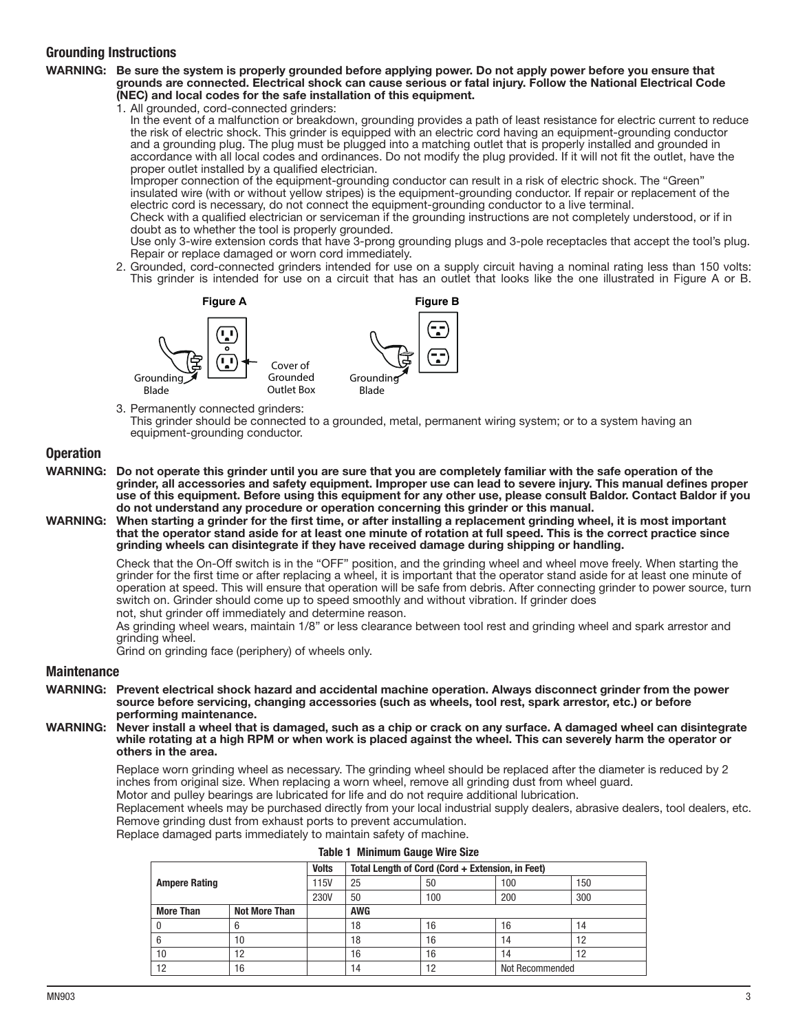## Grounding Instructions

**WARNING: Be sure the system is properly grounded before applying power. Do not apply power before you ensure that grounds are connected. Electrical shock can cause serious or fatal injury. Follow the National Electrical Code (NEC) and local codes for the safe installation of this equipment.**

1. All grounded, cord-connected grinders:
   In the event of a malfunction or breakdown, grounding provides a path of least resistance for electric current to reduce the risk of electric shock. This grinder is equipped with an electric cord having an equipment-grounding conductor and a grounding plug. The plug must be plugged into a matching outlet that is properly installed and grounded in accordance with all local codes and ordinances. Do not modify the plug provided. If it will not fit the outlet, have the proper outlet installed by a qualified electrician.
   Improper connection of the equipment-grounding conductor can result in a risk of electric shock. The "Green" insulated wire (with or without yellow stripes) is the equipment-grounding conductor. If repair or replacement of the electric cord is necessary, do not connect the equipment-grounding conductor to a live terminal.
   Check with a qualified electrician or serviceman if the grounding instructions are not completely understood, or if in doubt as to whether the tool is properly grounded.
   Use only 3-wire extension cords that have 3-prong grounding plugs and 3-pole receptacles that accept the tool's plug. Repair or replace damaged or worn cord immediately.
2. Grounded, cord-connected grinders intended for use on a supply circuit having a nominal rating less than 150 volts: This grinder is intended for use on a circuit that has an outlet that looks like the one illustrated in Figure A or B.

**Figure A** — Grounding Blade; Cover of Grounded Outlet Box

**Figure B** — Grounding Blade

3. Permanently connected grinders:
   This grinder should be connected to a grounded, metal, permanent wiring system; or to a system having an equipment-grounding conductor.

## Operation

**WARNING: Do not operate this grinder until you are sure that you are completely familiar with the safe operation of the grinder, all accessories and safety equipment. Improper use can lead to severe injury. This manual defines proper use of this equipment. Before using this equipment for any other use, please consult Baldor. Contact Baldor if you do not understand any procedure or operation concerning this grinder or this manual.**

**WARNING: When starting a grinder for the first time, or after installing a replacement grinding wheel, it is most important that the operator stand aside for at least one minute of rotation at full speed. This is the correct practice since grinding wheels can disintegrate if they have received damage during shipping or handling.**

Check that the On-Off switch is in the "OFF" position, and the grinding wheel and wheel move freely. When starting the grinder for the first time or after replacing a wheel, it is important that the operator stand aside for at least one minute of operation at speed. This will ensure that operation will be safe from debris. After connecting grinder to power source, turn switch on. Grinder should come up to speed smoothly and without vibration. If grinder does not, shut grinder off immediately and determine reason.

As grinding wheel wears, maintain 1/8" or less clearance between tool rest and grinding wheel and spark arrestor and grinding wheel.

Grind on grinding face (periphery) of wheels only.

## Maintenance

**WARNING: Prevent electrical shock hazard and accidental machine operation. Always disconnect grinder from the power source before servicing, changing accessories (such as wheels, tool rest, spark arrestor, etc.) or before performing maintenance.**

**WARNING: Never install a wheel that is damaged, such as a chip or crack on any surface. A damaged wheel can disintegrate while rotating at a high RPM or when work is placed against the wheel. This can severely harm the operator or others in the area.**

Replace worn grinding wheel as necessary. The grinding wheel should be replaced after the diameter is reduced by 2 inches from original size. When replacing a worn wheel, remove all grinding dust from wheel guard.

Motor and pulley bearings are lubricated for life and do not require additional lubrication.

Replacement wheels may be purchased directly from your local industrial supply dealers, abrasive dealers, tool dealers, etc.

Remove grinding dust from exhaust ports to prevent accumulation.

Replace damaged parts immediately to maintain safety of machine.

**Table 1 Minimum Gauge Wire Size**

| Ampere Rating | | Volts | Total Length of Cord (Cord + Extension, in Feet) | | | |
|---|---|---|---|---|---|---|
| | | 115V | 25 | 50 | 100 | 150 |
| | | 230V | 50 | 100 | 200 | 300 |
| **More Than** | **Not More Than** | | **AWG** | | | |
| 0 | 6 | | 18 | 16 | 16 | 14 |
| 6 | 10 | | 18 | 16 | 14 | 12 |
| 10 | 12 | | 16 | 16 | 14 | 12 |
| 12 | 16 | | 14 | 12 | Not Recommended | |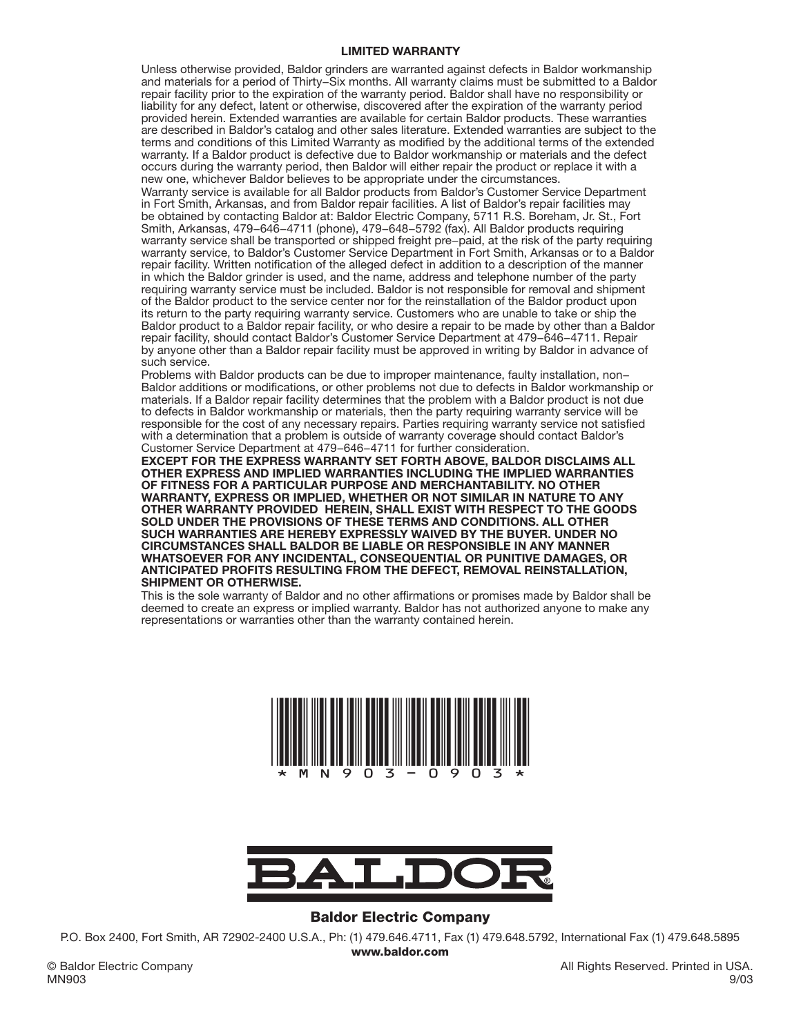## LIMITED WARRANTY

Unless otherwise provided, Baldor grinders are warranted against defects in Baldor workmanship and materials for a period of Thirty−Six months. All warranty claims must be submitted to a Baldor repair facility prior to the expiration of the warranty period. Baldor shall have no responsibility or liability for any defect, latent or otherwise, discovered after the expiration of the warranty period provided herein. Extended warranties are available for certain Baldor products. These warranties are described in Baldor's catalog and other sales literature. Extended warranties are subject to the terms and conditions of this Limited Warranty as modified by the additional terms of the extended warranty. If a Baldor product is defective due to Baldor workmanship or materials and the defect occurs during the warranty period, then Baldor will either repair the product or replace it with a new one, whichever Baldor believes to be appropriate under the circumstances.

Warranty service is available for all Baldor products from Baldor's Customer Service Department in Fort Smith, Arkansas, and from Baldor repair facilities. A list of Baldor's repair facilities may be obtained by contacting Baldor at: Baldor Electric Company, 5711 R.S. Boreham, Jr. St., Fort Smith, Arkansas, 479−646−4711 (phone), 479−648−5792 (fax). All Baldor products requiring warranty service shall be transported or shipped freight pre−paid, at the risk of the party requiring warranty service, to Baldor's Customer Service Department in Fort Smith, Arkansas or to a Baldor repair facility. Written notification of the alleged defect in addition to a description of the manner in which the Baldor grinder is used, and the name, address and telephone number of the party requiring warranty service must be included. Baldor is not responsible for removal and shipment of the Baldor product to the service center nor for the reinstallation of the Baldor product upon its return to the party requiring warranty service. Customers who are unable to take or ship the Baldor product to a Baldor repair facility, or who desire a repair to be made by other than a Baldor repair facility, should contact Baldor's Customer Service Department at 479−646−4711. Repair by anyone other than a Baldor repair facility must be approved in writing by Baldor in advance of such service.

Problems with Baldor products can be due to improper maintenance, faulty installation, non−Baldor additions or modifications, or other problems not due to defects in Baldor workmanship or materials. If a Baldor repair facility determines that the problem with a Baldor product is not due to defects in Baldor workmanship or materials, then the party requiring warranty service will be responsible for the cost of any necessary repairs. Parties requiring warranty service not satisfied with a determination that a problem is outside of warranty coverage should contact Baldor's Customer Service Department at 479−646−4711 for further consideration.

**EXCEPT FOR THE EXPRESS WARRANTY SET FORTH ABOVE, BALDOR DISCLAIMS ALL OTHER EXPRESS AND IMPLIED WARRANTIES INCLUDING THE IMPLIED WARRANTIES OF FITNESS FOR A PARTICULAR PURPOSE AND MERCHANTABILITY. NO OTHER WARRANTY, EXPRESS OR IMPLIED, WHETHER OR NOT SIMILAR IN NATURE TO ANY OTHER WARRANTY PROVIDED HEREIN, SHALL EXIST WITH RESPECT TO THE GOODS SOLD UNDER THE PROVISIONS OF THESE TERMS AND CONDITIONS. ALL OTHER SUCH WARRANTIES ARE HEREBY EXPRESSLY WAIVED BY THE BUYER. UNDER NO CIRCUMSTANCES SHALL BALDOR BE LIABLE OR RESPONSIBLE IN ANY MANNER WHATSOEVER FOR ANY INCIDENTAL, CONSEQUENTIAL OR PUNITIVE DAMAGES, OR ANTICIPATED PROFITS RESULTING FROM THE DEFECT, REMOVAL REINSTALLATION, SHIPMENT OR OTHERWISE.**

This is the sole warranty of Baldor and no other affirmations or promises made by Baldor shall be deemed to create an express or implied warranty. Baldor has not authorized anyone to make any representations or warranties other than the warranty contained herein.

*MN903-0903*

BALDOR®

**Baldor Electric Company**

P.O. Box 2400, Fort Smith, AR 72902-2400 U.S.A., Ph: (1) 479.646.4711, Fax (1) 479.648.5792, International Fax (1) 479.648.5895

**www.baldor.com**

© Baldor Electric Company
MN903

All Rights Reserved. Printed in USA.
9/03